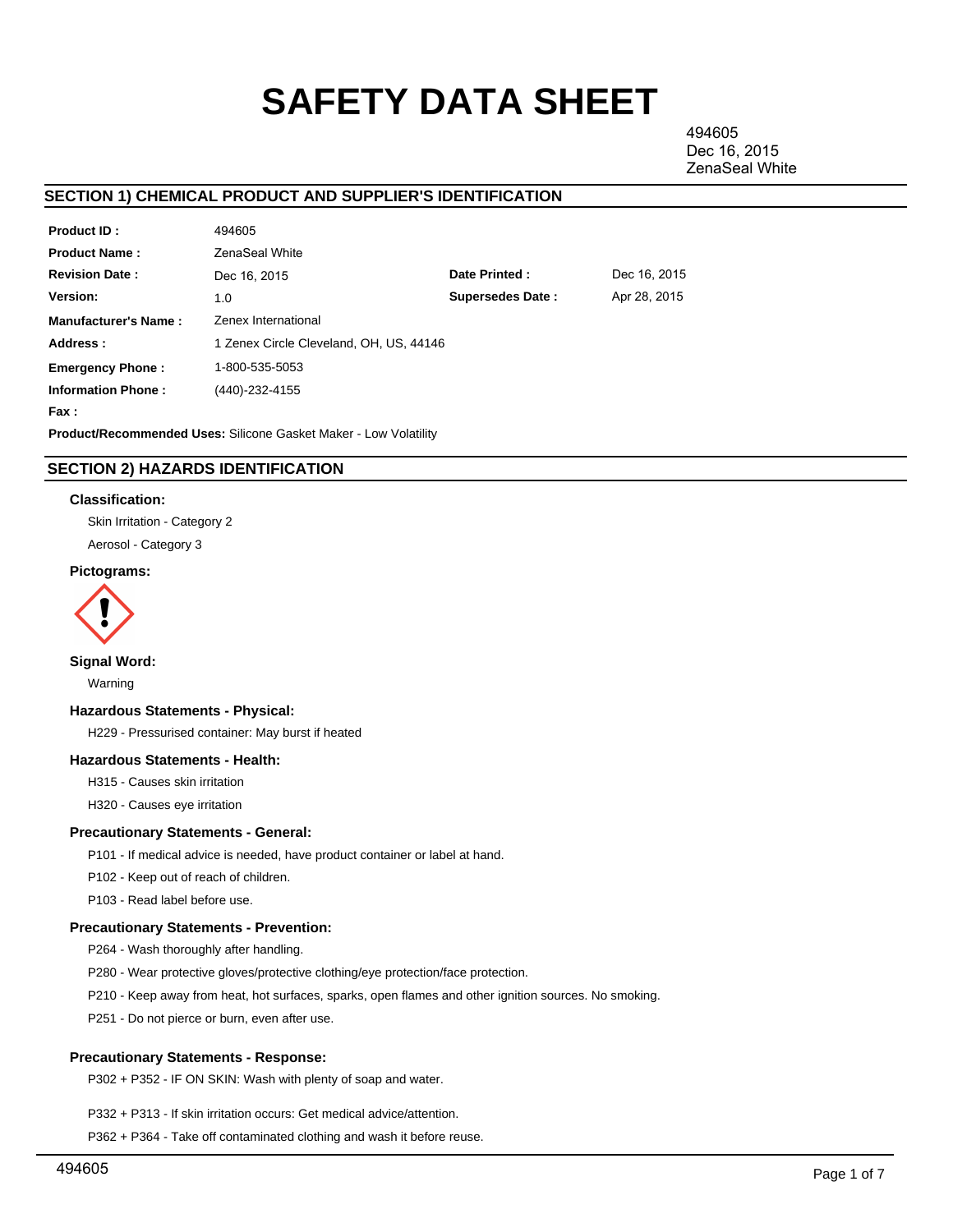# SAFETY DATA SHEET

494605
Dec 16, 2015
ZenaSeal White

## SECTION 1) CHEMICAL PRODUCT AND SUPPLIER'S IDENTIFICATION

| | | | |
|---|---|---|---|
| **Product ID :** | 494605 | | |
| **Product Name :** | ZenaSeal White | | |
| **Revision Date :** | Dec 16, 2015 | **Date Printed :** | Dec 16, 2015 |
| **Version:** | 1.0 | **Supersedes Date :** | Apr 28, 2015 |
| **Manufacturer's Name :** | Zenex International | | |
| **Address :** | 1 Zenex Circle Cleveland, OH, US, 44146 | | |
| **Emergency Phone :** | 1-800-535-5053 | | |
| **Information Phone :** | (440)-232-4155 | | |
| **Fax :** | | | |

**Product/Recommended Uses:** Silicone Gasket Maker - Low Volatility

## SECTION 2) HAZARDS IDENTIFICATION

### Classification:

Skin Irritation - Category 2

Aerosol - Category 3

### Pictograms:

### Signal Word:

Warning

### Hazardous Statements - Physical:

H229 - Pressurised container: May burst if heated

### Hazardous Statements - Health:

H315 - Causes skin irritation

H320 - Causes eye irritation

### Precautionary Statements - General:

P101 - If medical advice is needed, have product container or label at hand.

P102 - Keep out of reach of children.

P103 - Read label before use.

### Precautionary Statements - Prevention:

P264 - Wash thoroughly after handling.

P280 - Wear protective gloves/protective clothing/eye protection/face protection.

P210 - Keep away from heat, hot surfaces, sparks, open flames and other ignition sources. No smoking.

P251 - Do not pierce or burn, even after use.

### Precautionary Statements - Response:

P302 + P352 - IF ON SKIN: Wash with plenty of soap and water.

P332 + P313 - If skin irritation occurs: Get medical advice/attention.

P362 + P364 - Take off contaminated clothing and wash it before reuse.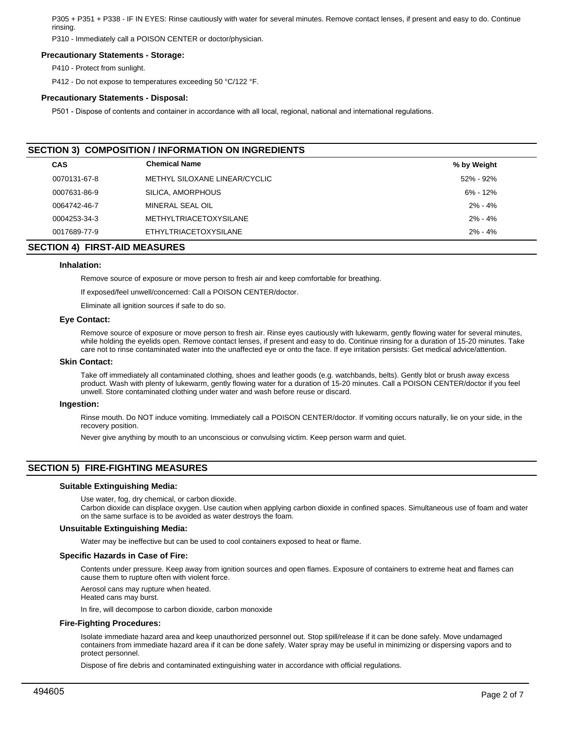P305 + P351 + P338 - IF IN EYES: Rinse cautiously with water for several minutes. Remove contact lenses, if present and easy to do. Continue rinsing.

P310 - Immediately call a POISON CENTER or doctor/physician.

### Precautionary Statements - Storage:

P410 - Protect from sunlight.

P412 - Do not expose to temperatures exceeding 50 °C/122 °F.

### Precautionary Statements - Disposal:

P501 - Dispose of contents and container in accordance with all local, regional, national and international regulations.

## SECTION 3) COMPOSITION / INFORMATION ON INGREDIENTS

| CAS | Chemical Name | % by Weight |
|---|---|---|
| 0070131-67-8 | METHYL SILOXANE LINEAR/CYCLIC | 52% - 92% |
| 0007631-86-9 | SILICA, AMORPHOUS | 6% - 12% |
| 0064742-46-7 | MINERAL SEAL OIL | 2% - 4% |
| 0004253-34-3 | METHYLTRIACETOXYSILANE | 2% - 4% |
| 0017689-77-9 | ETHYLTRIACETOXYSILANE | 2% - 4% |

## SECTION 4) FIRST-AID MEASURES

### Inhalation:

Remove source of exposure or move person to fresh air and keep comfortable for breathing.

If exposed/feel unwell/concerned: Call a POISON CENTER/doctor.

Eliminate all ignition sources if safe to do so.

### Eye Contact:

Remove source of exposure or move person to fresh air. Rinse eyes cautiously with lukewarm, gently flowing water for several minutes, while holding the eyelids open. Remove contact lenses, if present and easy to do. Continue rinsing for a duration of 15-20 minutes. Take care not to rinse contaminated water into the unaffected eye or onto the face. If eye irritation persists: Get medical advice/attention.

### Skin Contact:

Take off immediately all contaminated clothing, shoes and leather goods (e.g. watchbands, belts). Gently blot or brush away excess product. Wash with plenty of lukewarm, gently flowing water for a duration of 15-20 minutes. Call a POISON CENTER/doctor if you feel unwell. Store contaminated clothing under water and wash before reuse or discard.

### Ingestion:

Rinse mouth. Do NOT induce vomiting. Immediately call a POISON CENTER/doctor. If vomiting occurs naturally, lie on your side, in the recovery position.

Never give anything by mouth to an unconscious or convulsing victim. Keep person warm and quiet.

## SECTION 5) FIRE-FIGHTING MEASURES

### Suitable Extinguishing Media:

Use water, fog, dry chemical, or carbon dioxide.
Carbon dioxide can displace oxygen. Use caution when applying carbon dioxide in confined spaces. Simultaneous use of foam and water on the same surface is to be avoided as water destroys the foam.

### Unsuitable Extinguishing Media:

Water may be ineffective but can be used to cool containers exposed to heat or flame.

### Specific Hazards in Case of Fire:

Contents under pressure. Keep away from ignition sources and open flames. Exposure of containers to extreme heat and flames can cause them to rupture often with violent force.

Aerosol cans may rupture when heated.
Heated cans may burst.

In fire, will decompose to carbon dioxide, carbon monoxide

### Fire-Fighting Procedures:

Isolate immediate hazard area and keep unauthorized personnel out. Stop spill/release if it can be done safely. Move undamaged containers from immediate hazard area if it can be done safely. Water spray may be useful in minimizing or dispersing vapors and to protect personnel.

Dispose of fire debris and contaminated extinguishing water in accordance with official regulations.

494605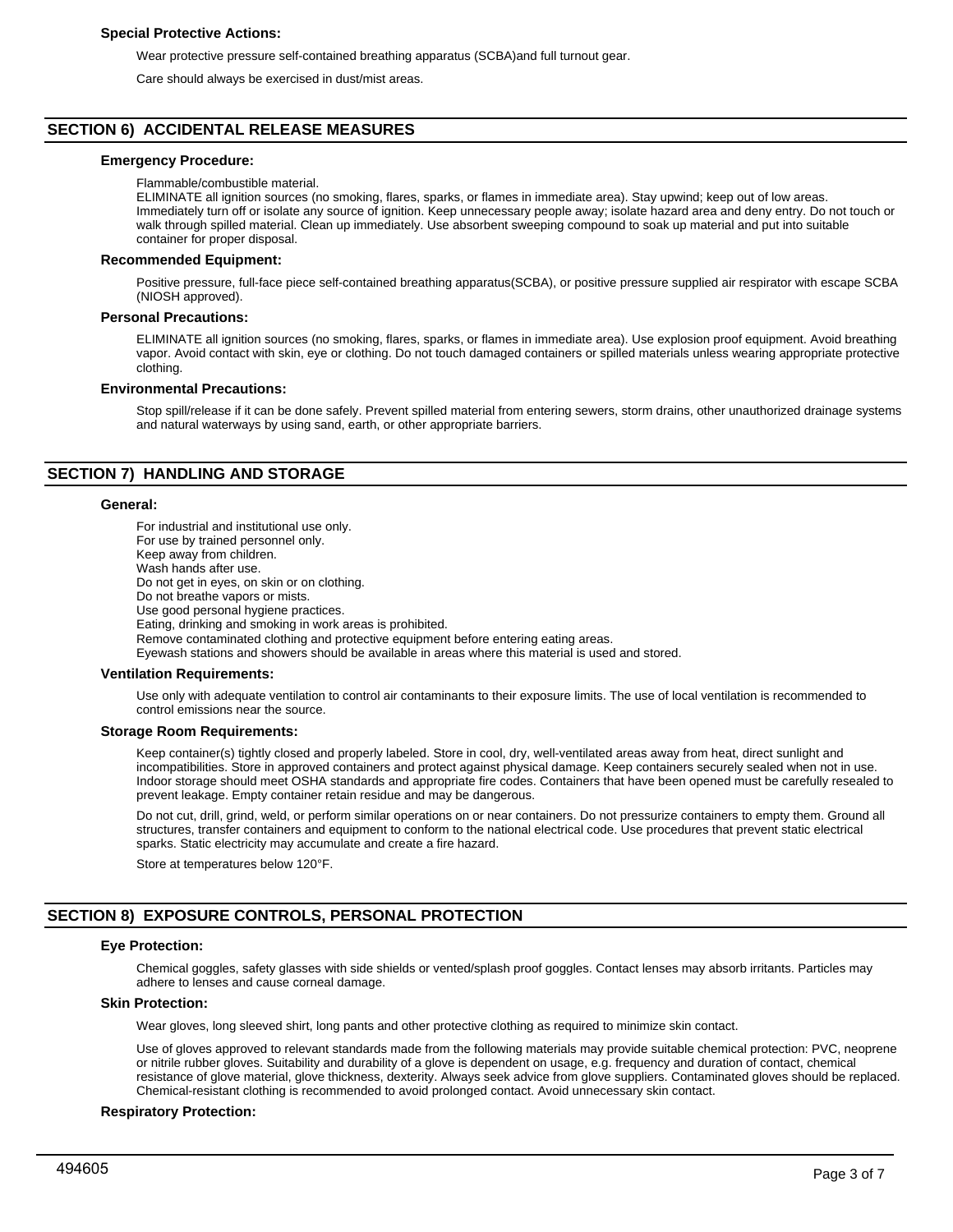### Special Protective Actions:

Wear protective pressure self-contained breathing apparatus (SCBA)and full turnout gear.

Care should always be exercised in dust/mist areas.

## SECTION 6) ACCIDENTAL RELEASE MEASURES

### Emergency Procedure:

Flammable/combustible material.
ELIMINATE all ignition sources (no smoking, flares, sparks, or flames in immediate area). Stay upwind; keep out of low areas. Immediately turn off or isolate any source of ignition. Keep unnecessary people away; isolate hazard area and deny entry. Do not touch or walk through spilled material. Clean up immediately. Use absorbent sweeping compound to soak up material and put into suitable container for proper disposal.

### Recommended Equipment:

Positive pressure, full-face piece self-contained breathing apparatus(SCBA), or positive pressure supplied air respirator with escape SCBA (NIOSH approved).

### Personal Precautions:

ELIMINATE all ignition sources (no smoking, flares, sparks, or flames in immediate area). Use explosion proof equipment. Avoid breathing vapor. Avoid contact with skin, eye or clothing. Do not touch damaged containers or spilled materials unless wearing appropriate protective clothing.

### Environmental Precautions:

Stop spill/release if it can be done safely. Prevent spilled material from entering sewers, storm drains, other unauthorized drainage systems and natural waterways by using sand, earth, or other appropriate barriers.

## SECTION 7) HANDLING AND STORAGE

### General:

For industrial and institutional use only.
For use by trained personnel only.
Keep away from children.
Wash hands after use.
Do not get in eyes, on skin or on clothing.
Do not breathe vapors or mists.
Use good personal hygiene practices.
Eating, drinking and smoking in work areas is prohibited.
Remove contaminated clothing and protective equipment before entering eating areas.
Eyewash stations and showers should be available in areas where this material is used and stored.

### Ventilation Requirements:

Use only with adequate ventilation to control air contaminants to their exposure limits. The use of local ventilation is recommended to control emissions near the source.

### Storage Room Requirements:

Keep container(s) tightly closed and properly labeled. Store in cool, dry, well-ventilated areas away from heat, direct sunlight and incompatibilities. Store in approved containers and protect against physical damage. Keep containers securely sealed when not in use. Indoor storage should meet OSHA standards and appropriate fire codes. Containers that have been opened must be carefully resealed to prevent leakage. Empty container retain residue and may be dangerous.

Do not cut, drill, grind, weld, or perform similar operations on or near containers. Do not pressurize containers to empty them. Ground all structures, transfer containers and equipment to conform to the national electrical code. Use procedures that prevent static electrical sparks. Static electricity may accumulate and create a fire hazard.

Store at temperatures below 120°F.

## SECTION 8) EXPOSURE CONTROLS, PERSONAL PROTECTION

### Eye Protection:

Chemical goggles, safety glasses with side shields or vented/splash proof goggles. Contact lenses may absorb irritants. Particles may adhere to lenses and cause corneal damage.

### Skin Protection:

Wear gloves, long sleeved shirt, long pants and other protective clothing as required to minimize skin contact.

Use of gloves approved to relevant standards made from the following materials may provide suitable chemical protection: PVC, neoprene or nitrile rubber gloves. Suitability and durability of a glove is dependent on usage, e.g. frequency and duration of contact, chemical resistance of glove material, glove thickness, dexterity. Always seek advice from glove suppliers. Contaminated gloves should be replaced. Chemical-resistant clothing is recommended to avoid prolonged contact. Avoid unnecessary skin contact.

### Respiratory Protection: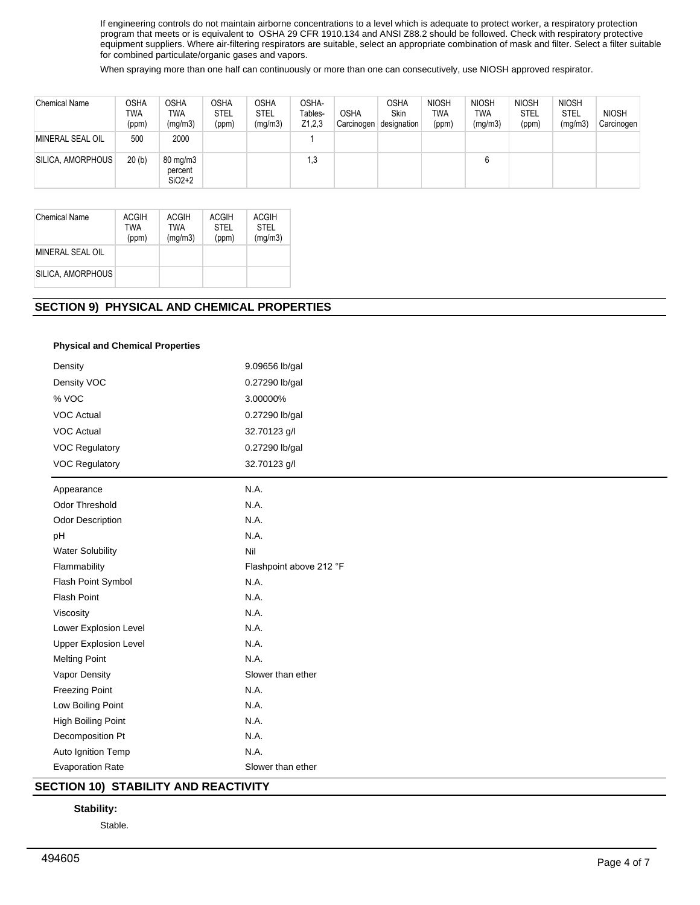If engineering controls do not maintain airborne concentrations to a level which is adequate to protect worker, a respiratory protection program that meets or is equivalent to OSHA 29 CFR 1910.134 and ANSI Z88.2 should be followed. Check with respiratory protective equipment suppliers. Where air-filtering respirators are suitable, select an appropriate combination of mask and filter. Select a filter suitable for combined particulate/organic gases and vapors.

When spraying more than one half can continuously or more than one can consecutively, use NIOSH approved respirator.

| Chemical Name | OSHA TWA (ppm) | OSHA TWA (mg/m3) | OSHA STEL (ppm) | OSHA STEL (mg/m3) | OSHA-Tables-Z1,2,3 | OSHA Carcinogen | OSHA Skin designation | NIOSH TWA (ppm) | NIOSH TWA (mg/m3) | NIOSH STEL (ppm) | NIOSH STEL (mg/m3) | NIOSH Carcinogen |
|---|---|---|---|---|---|---|---|---|---|---|---|---|
| MINERAL SEAL OIL | 500 | 2000 | | | 1 | | | | | | | |
| SILICA, AMORPHOUS | 20 (b) | 80 mg/m3 percent SiO2+2 | | | 1,3 | | | | 6 | | | |

| Chemical Name | ACGIH TWA (ppm) | ACGIH TWA (mg/m3) | ACGIH STEL (ppm) | ACGIH STEL (mg/m3) |
|---|---|---|---|---|
| MINERAL SEAL OIL | | | | |
| SILICA, AMORPHOUS | | | | |

## SECTION 9) PHYSICAL AND CHEMICAL PROPERTIES

**Physical and Chemical Properties**

| | |
|---|---|
| Density | 9.09656 lb/gal |
| Density VOC | 0.27290 lb/gal |
| % VOC | 3.00000% |
| VOC Actual | 0.27290 lb/gal |
| VOC Actual | 32.70123 g/l |
| VOC Regulatory | 0.27290 lb/gal |
| VOC Regulatory | 32.70123 g/l |

| | |
|---|---|
| Appearance | N.A. |
| Odor Threshold | N.A. |
| Odor Description | N.A. |
| pH | N.A. |
| Water Solubility | Nil |
| Flammability | Flashpoint above 212 °F |
| Flash Point Symbol | N.A. |
| Flash Point | N.A. |
| Viscosity | N.A. |
| Lower Explosion Level | N.A. |
| Upper Explosion Level | N.A. |
| Melting Point | N.A. |
| Vapor Density | Slower than ether |
| Freezing Point | N.A. |
| Low Boiling Point | N.A. |
| High Boiling Point | N.A. |
| Decomposition Pt | N.A. |
| Auto Ignition Temp | N.A. |
| Evaporation Rate | Slower than ether |

## SECTION 10) STABILITY AND REACTIVITY

**Stability:**

Stable.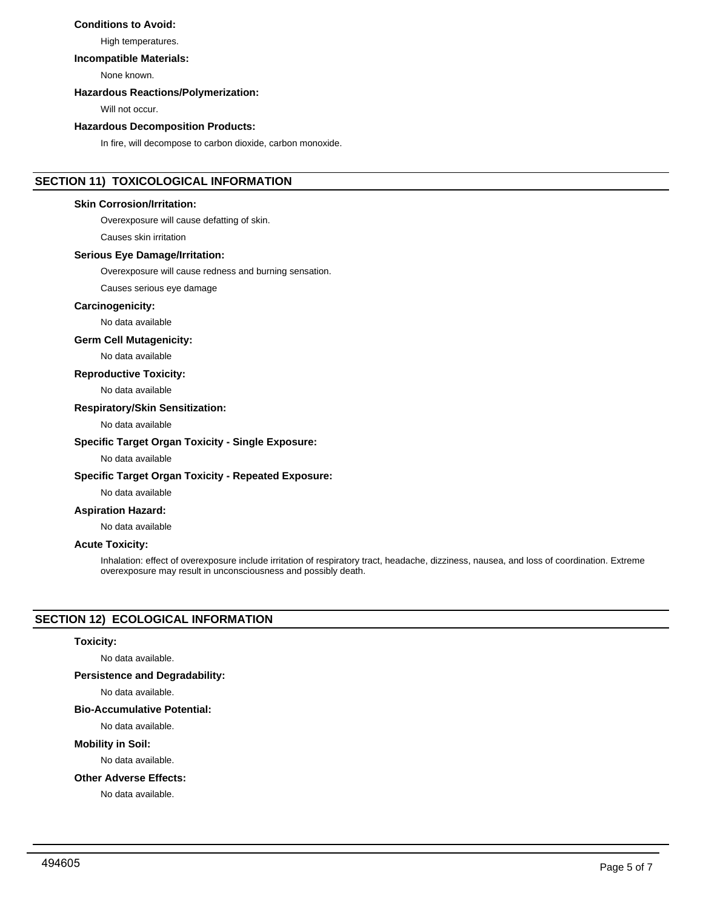### Conditions to Avoid:

High temperatures.

### Incompatible Materials:

None known.

### Hazardous Reactions/Polymerization:

Will not occur.

### Hazardous Decomposition Products:

In fire, will decompose to carbon dioxide, carbon monoxide.

## SECTION 11) TOXICOLOGICAL INFORMATION

### Skin Corrosion/Irritation:

Overexposure will cause defatting of skin.

Causes skin irritation

### Serious Eye Damage/Irritation:

Overexposure will cause redness and burning sensation.

Causes serious eye damage

### Carcinogenicity:

No data available

### Germ Cell Mutagenicity:

No data available

### Reproductive Toxicity:

No data available

### Respiratory/Skin Sensitization:

No data available

### Specific Target Organ Toxicity - Single Exposure:

No data available

### Specific Target Organ Toxicity - Repeated Exposure:

No data available

### Aspiration Hazard:

No data available

### Acute Toxicity:

Inhalation: effect of overexposure include irritation of respiratory tract, headache, dizziness, nausea, and loss of coordination. Extreme overexposure may result in unconsciousness and possibly death.

## SECTION 12) ECOLOGICAL INFORMATION

### Toxicity:

No data available.

### Persistence and Degradability:

No data available.

### Bio-Accumulative Potential:

No data available.

### Mobility in Soil:

No data available.

### Other Adverse Effects:

No data available.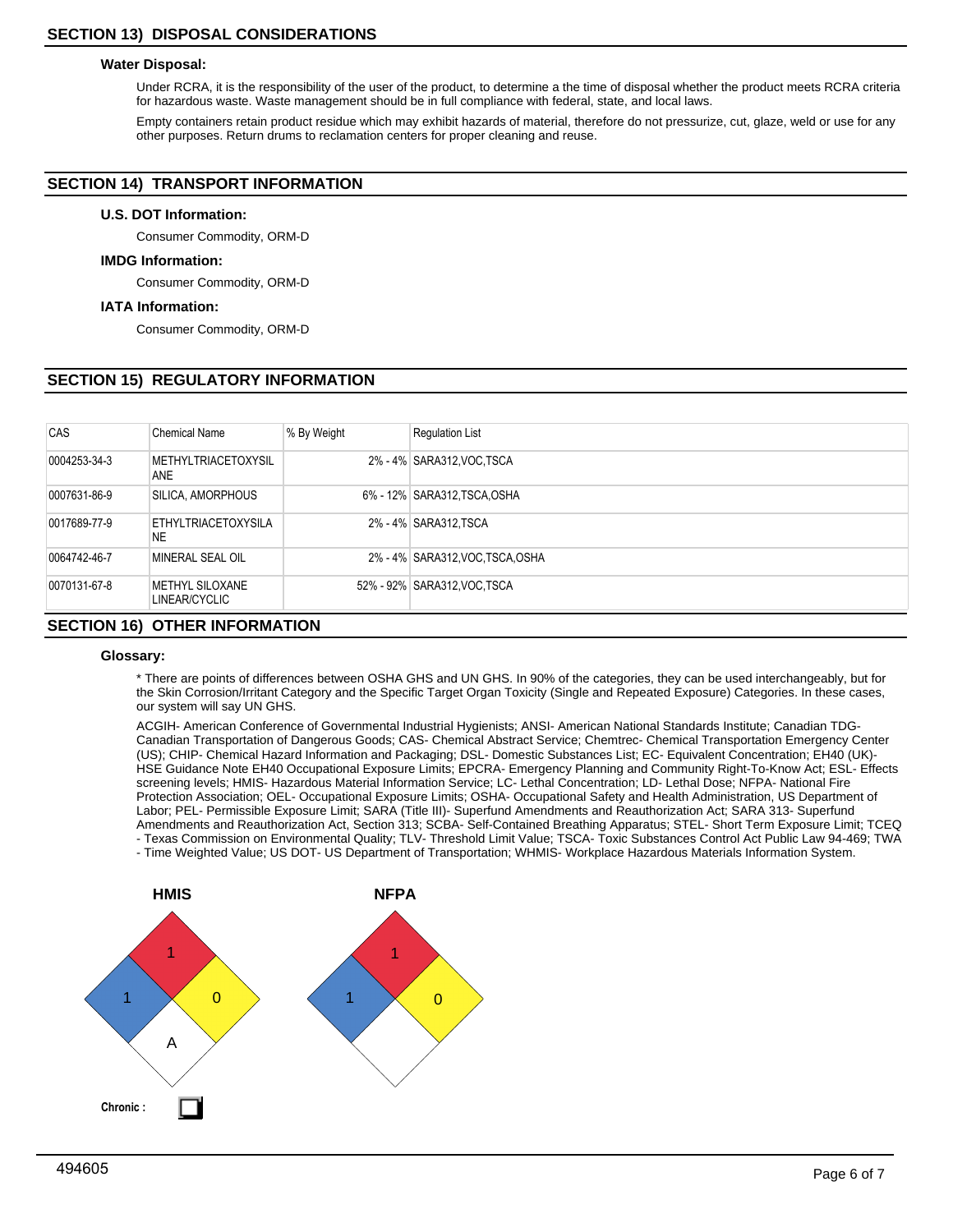## SECTION 13) DISPOSAL CONSIDERATIONS

### Water Disposal:

Under RCRA, it is the responsibility of the user of the product, to determine a the time of disposal whether the product meets RCRA criteria for hazardous waste. Waste management should be in full compliance with federal, state, and local laws.

Empty containers retain product residue which may exhibit hazards of material, therefore do not pressurize, cut, glaze, weld or use for any other purposes. Return drums to reclamation centers for proper cleaning and reuse.

## SECTION 14) TRANSPORT INFORMATION

### U.S. DOT Information:

Consumer Commodity, ORM-D

### IMDG Information:

Consumer Commodity, ORM-D

### IATA Information:

Consumer Commodity, ORM-D

## SECTION 15) REGULATORY INFORMATION

| CAS | Chemical Name | % By Weight | Regulation List |
|---|---|---|---|
| 0004253-34-3 | METHYLTRIACETOXYSILANE | 2% - 4% | SARA312,VOC,TSCA |
| 0007631-86-9 | SILICA, AMORPHOUS | 6% - 12% | SARA312,TSCA,OSHA |
| 0017689-77-9 | ETHYLTRIACETOXYSILANE | 2% - 4% | SARA312,TSCA |
| 0064742-46-7 | MINERAL SEAL OIL | 2% - 4% | SARA312,VOC,TSCA,OSHA |
| 0070131-67-8 | METHYL SILOXANE LINEAR/CYCLIC | 52% - 92% | SARA312,VOC,TSCA |

## SECTION 16) OTHER INFORMATION

### Glossary:

* There are points of differences between OSHA GHS and UN GHS. In 90% of the categories, they can be used interchangeably, but for the Skin Corrosion/Irritant Category and the Specific Target Organ Toxicity (Single and Repeated Exposure) Categories. In these cases, our system will say UN GHS.

ACGIH- American Conference of Governmental Industrial Hygienists; ANSI- American National Standards Institute; Canadian TDG- Canadian Transportation of Dangerous Goods; CAS- Chemical Abstract Service; Chemtrec- Chemical Transportation Emergency Center (US); CHIP- Chemical Hazard Information and Packaging; DSL- Domestic Substances List; EC- Equivalent Concentration; EH40 (UK)- HSE Guidance Note EH40 Occupational Exposure Limits; EPCRA- Emergency Planning and Community Right-To-Know Act; ESL- Effects screening levels; HMIS- Hazardous Material Information Service; LC- Lethal Concentration; LD- Lethal Dose; NFPA- National Fire Protection Association; OEL- Occupational Exposure Limits; OSHA- Occupational Safety and Health Administration, US Department of Labor; PEL- Permissible Exposure Limit; SARA (Title III)- Superfund Amendments and Reauthorization Act; SARA 313- Superfund Amendments and Reauthorization Act, Section 313; SCBA- Self-Contained Breathing Apparatus; STEL- Short Term Exposure Limit; TCEQ - Texas Commission on Environmental Quality; TLV- Threshold Limit Value; TSCA- Toxic Substances Control Act Public Law 94-469; TWA - Time Weighted Value; US DOT- US Department of Transportation; WHMIS- Workplace Hazardous Materials Information System.

**HMIS**

Health: 1; Flammability: 1; Reactivity: 0; Special: A

**Chronic :** ☐

**NFPA**

Health: 1; Flammability: 1; Reactivity: 0

494605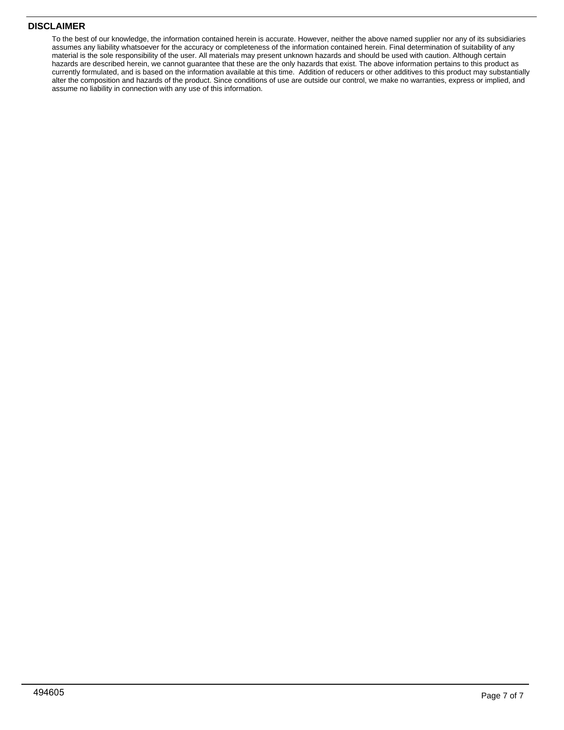## DISCLAIMER

To the best of our knowledge, the information contained herein is accurate. However, neither the above named supplier nor any of its subsidiaries assumes any liability whatsoever for the accuracy or completeness of the information contained herein. Final determination of suitability of any material is the sole responsibility of the user. All materials may present unknown hazards and should be used with caution. Although certain hazards are described herein, we cannot guarantee that these are the only hazards that exist. The above information pertains to this product as currently formulated, and is based on the information available at this time. Addition of reducers or other additives to this product may substantially alter the composition and hazards of the product. Since conditions of use are outside our control, we make no warranties, express or implied, and assume no liability in connection with any use of this information.